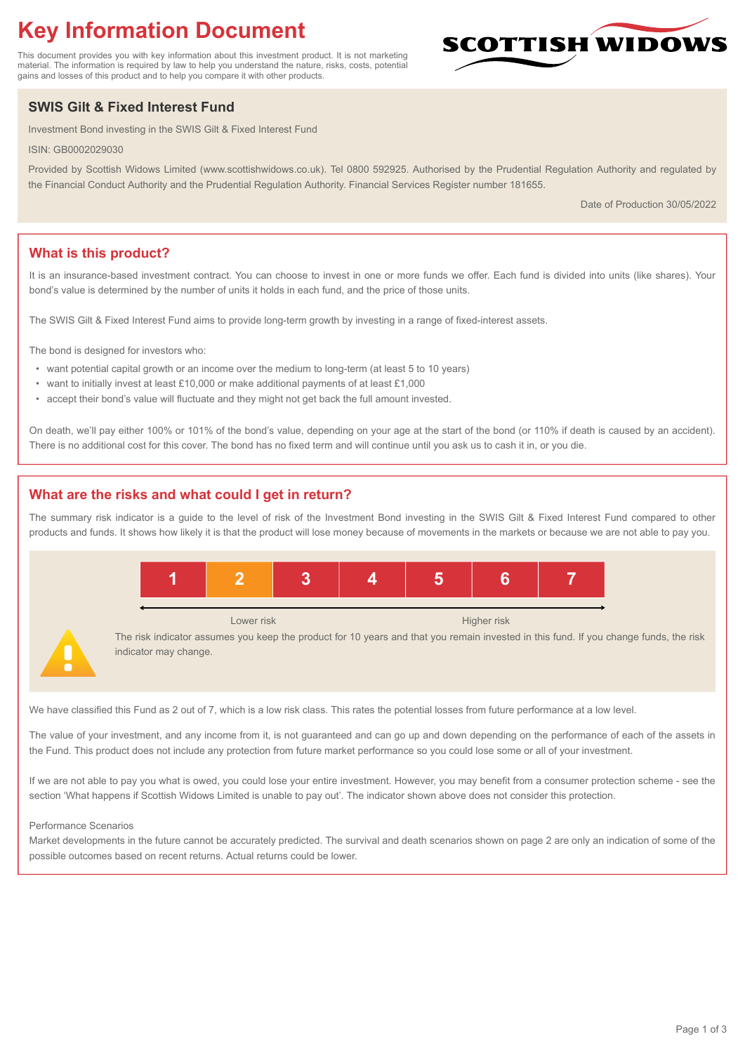# Key Information Document

This document provides you with key information about this investment product. It is not marketing material. The information is required by law to help you understand the nature, risks, costs, potential gains and losses of this product and to help you compare it with other products.

SCOTTISH WIDOWS

## SWIS Gilt & Fixed Interest Fund

Investment Bond investing in the SWIS Gilt & Fixed Interest Fund

ISIN: GB0002029030

Provided by Scottish Widows Limited (www.scottishwidows.co.uk). Tel 0800 592925. Authorised by the Prudential Regulation Authority and regulated by the Financial Conduct Authority and the Prudential Regulation Authority. Financial Services Register number 181655.

Date of Production 30/05/2022

## What is this product?

It is an insurance-based investment contract. You can choose to invest in one or more funds we offer. Each fund is divided into units (like shares). Your bond's value is determined by the number of units it holds in each fund, and the price of those units.

The SWIS Gilt & Fixed Interest Fund aims to provide long-term growth by investing in a range of fixed-interest assets.

The bond is designed for investors who:

- want potential capital growth or an income over the medium to long-term (at least 5 to 10 years)
- want to initially invest at least £10,000 or make additional payments of at least £1,000
- accept their bond's value will fluctuate and they might not get back the full amount invested.

On death, we'll pay either 100% or 101% of the bond's value, depending on your age at the start of the bond (or 110% if death is caused by an accident). There is no additional cost for this cover. The bond has no fixed term and will continue until you ask us to cash it in, or you die.

## What are the risks and what could I get in return?

The summary risk indicator is a guide to the level of risk of the Investment Bond investing in the SWIS Gilt & Fixed Interest Fund compared to other products and funds. It shows how likely it is that the product will lose money because of movements in the markets or because we are not able to pay you.

1 2 3 4 5 6 7

Lower risk

Higher risk

The risk indicator assumes you keep the product for 10 years and that you remain invested in this fund. If you change funds, the risk indicator may change.

We have classified this Fund as 2 out of 7, which is a low risk class. This rates the potential losses from future performance at a low level.

The value of your investment, and any income from it, is not guaranteed and can go up and down depending on the performance of each of the assets in the Fund. This product does not include any protection from future market performance so you could lose some or all of your investment.

If we are not able to pay you what is owed, you could lose your entire investment. However, you may benefit from a consumer protection scheme - see the section 'What happens if Scottish Widows Limited is unable to pay out'. The indicator shown above does not consider this protection.

Performance Scenarios

Market developments in the future cannot be accurately predicted. The survival and death scenarios shown on page 2 are only an indication of some of the possible outcomes based on recent returns. Actual returns could be lower.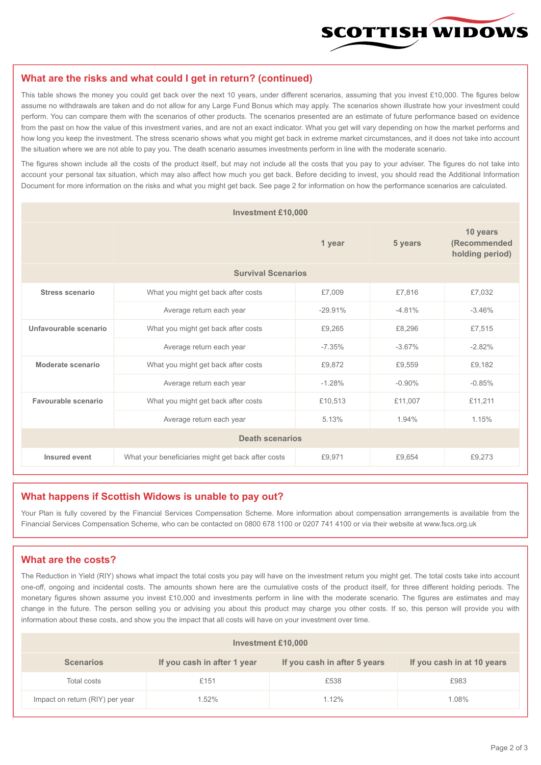## What are the risks and what could I get in return? (continued)

This table shows the money you could get back over the next 10 years, under different scenarios, assuming that you invest £10,000. The figures below assume no withdrawals are taken and do not allow for any Large Fund Bonus which may apply. The scenarios shown illustrate how your investment could perform. You can compare them with the scenarios of other products. The scenarios presented are an estimate of future performance based on evidence from the past on how the value of this investment varies, and are not an exact indicator. What you get will vary depending on how the market performs and how long you keep the investment. The stress scenario shows what you might get back in extreme market circumstances, and it does not take into account the situation where we are not able to pay you. The death scenario assumes investments perform in line with the moderate scenario.

The figures shown include all the costs of the product itself, but may not include all the costs that you pay to your adviser. The figures do not take into account your personal tax situation, which may also affect how much you get back. Before deciding to invest, you should read the Additional Information Document for more information on the risks and what you might get back. See page 2 for information on how the performance scenarios are calculated.

| Investment £10,000 | | | | |
|---|---|---|---|---|
| | | 1 year | 5 years | 10 years (Recommended holding period) |
| **Survival Scenarios** | | | | |
| **Stress scenario** | What you might get back after costs | £7,009 | £7,816 | £7,032 |
| | Average return each year | -29.91% | -4.81% | -3.46% |
| **Unfavourable scenario** | What you might get back after costs | £9,265 | £8,296 | £7,515 |
| | Average return each year | -7.35% | -3.67% | -2.82% |
| **Moderate scenario** | What you might get back after costs | £9,872 | £9,559 | £9,182 |
| | Average return each year | -1.28% | -0.90% | -0.85% |
| **Favourable scenario** | What you might get back after costs | £10,513 | £11,007 | £11,211 |
| | Average return each year | 5.13% | 1.94% | 1.15% |
| **Death scenarios** | | | | |
| **Insured event** | What your beneficiaries might get back after costs | £9,971 | £9,654 | £9,273 |

## What happens if Scottish Widows is unable to pay out?

Your Plan is fully covered by the Financial Services Compensation Scheme. More information about compensation arrangements is available from the Financial Services Compensation Scheme, who can be contacted on 0800 678 1100 or 0207 741 4100 or via their website at www.fscs.org.uk

## What are the costs?

The Reduction in Yield (RIY) shows what impact the total costs you pay will have on the investment return you might get. The total costs take into account one-off, ongoing and incidental costs. The amounts shown here are the cumulative costs of the product itself, for three different holding periods. The monetary figures shown assume you invest £10,000 and investments perform in line with the moderate scenario. The figures are estimates and may change in the future. The person selling you or advising you about this product may charge you other costs. If so, this person will provide you with information about these costs, and show you the impact that all costs will have on your investment over time.

| Investment £10,000 | | | |
|---|---|---|---|
| **Scenarios** | **If you cash in after 1 year** | **If you cash in after 5 years** | **If you cash in at 10 years** |
| Total costs | £151 | £538 | £983 |
| Impact on return (RIY) per year | 1.52% | 1.12% | 1.08% |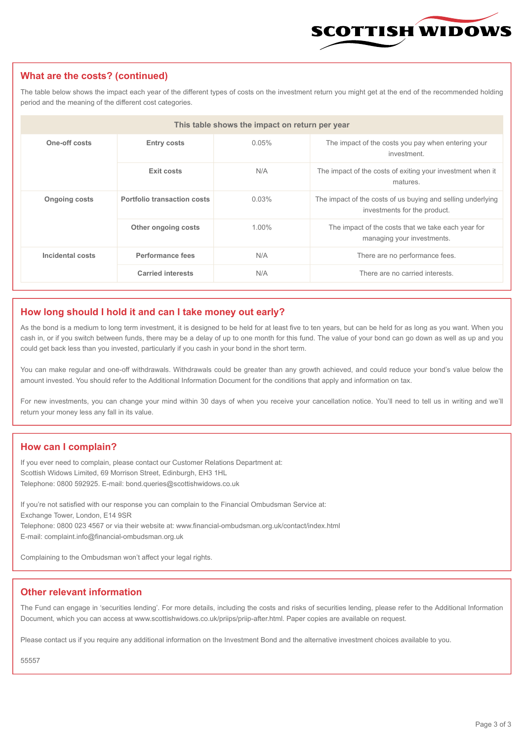## What are the costs? (continued)

The table below shows the impact each year of the different types of costs on the investment return you might get at the end of the recommended holding period and the meaning of the different cost categories.

| This table shows the impact on return per year | | | |
|---|---|---|---|
| **One-off costs** | **Entry costs** | 0.05% | The impact of the costs you pay when entering your investment. |
| | **Exit costs** | N/A | The impact of the costs of exiting your investment when it matures. |
| **Ongoing costs** | **Portfolio transaction costs** | 0.03% | The impact of the costs of us buying and selling underlying investments for the product. |
| | **Other ongoing costs** | 1.00% | The impact of the costs that we take each year for managing your investments. |
| **Incidental costs** | **Performance fees** | N/A | There are no performance fees. |
| | **Carried interests** | N/A | There are no carried interests. |

## How long should I hold it and can I take money out early?

As the bond is a medium to long term investment, it is designed to be held for at least five to ten years, but can be held for as long as you want. When you cash in, or if you switch between funds, there may be a delay of up to one month for this fund. The value of your bond can go down as well as up and you could get back less than you invested, particularly if you cash in your bond in the short term.

You can make regular and one-off withdrawals. Withdrawals could be greater than any growth achieved, and could reduce your bond's value below the amount invested. You should refer to the Additional Information Document for the conditions that apply and information on tax.

For new investments, you can change your mind within 30 days of when you receive your cancellation notice. You'll need to tell us in writing and we'll return your money less any fall in its value.

## How can I complain?

If you ever need to complain, please contact our Customer Relations Department at:
Scottish Widows Limited, 69 Morrison Street, Edinburgh, EH3 1HL
Telephone: 0800 592925. E-mail: bond.queries@scottishwidows.co.uk

If you're not satisfied with our response you can complain to the Financial Ombudsman Service at:
Exchange Tower, London, E14 9SR
Telephone: 0800 023 4567 or via their website at: www.financial-ombudsman.org.uk/contact/index.html
E-mail: complaint.info@financial-ombudsman.org.uk

Complaining to the Ombudsman won't affect your legal rights.

## Other relevant information

The Fund can engage in 'securities lending'. For more details, including the costs and risks of securities lending, please refer to the Additional Information Document, which you can access at www.scottishwidows.co.uk/priips/priip-after.html. Paper copies are available on request.

Please contact us if you require any additional information on the Investment Bond and the alternative investment choices available to you.

55557